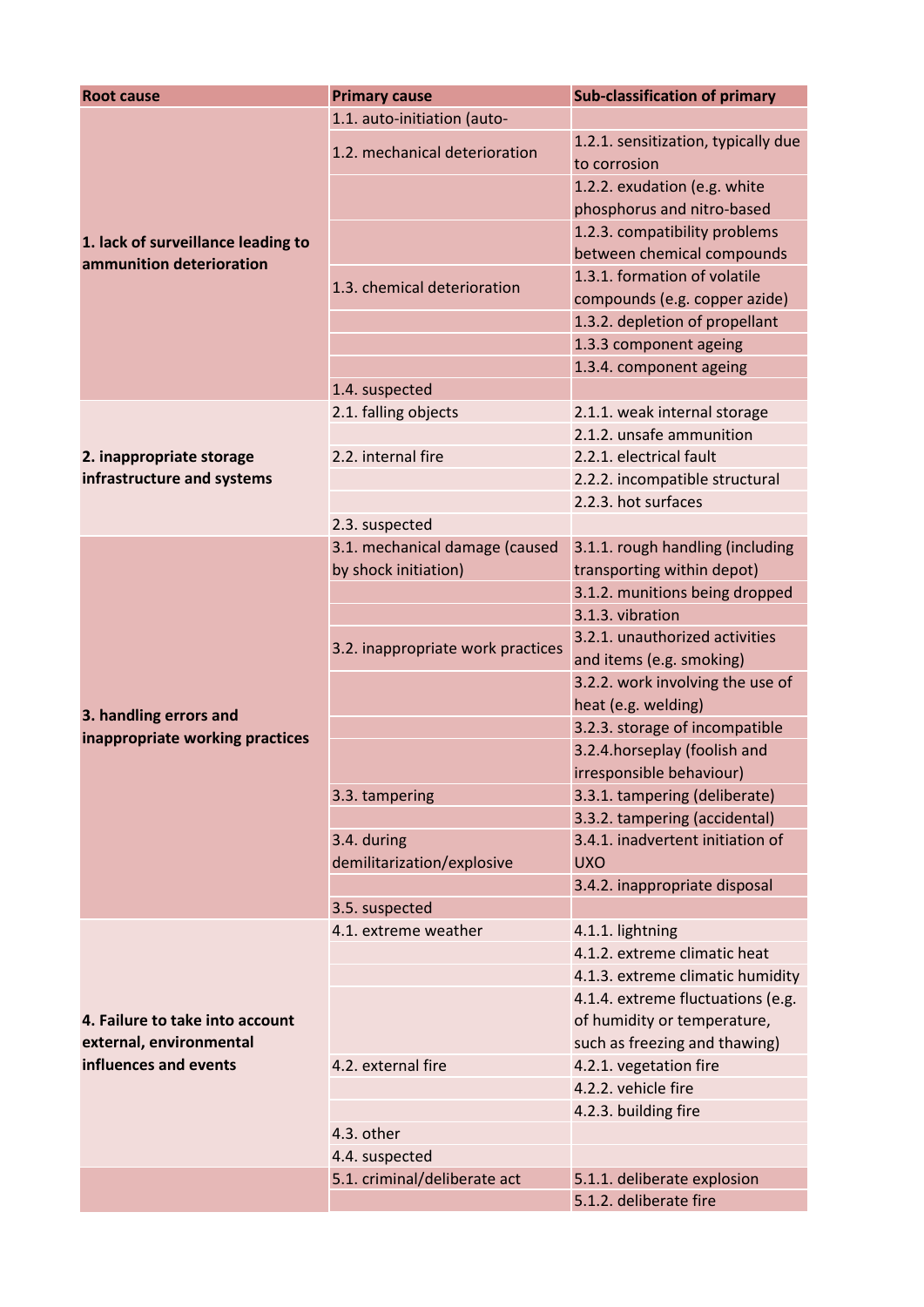| Root cause | Primary cause | Sub-classification of primary |
| --- | --- | --- |
| **1. lack of surveillance leading to ammunition deterioration** | 1.1. auto-initiation (auto- | |
| | 1.2. mechanical deterioration | 1.2.1. sensitization, typically due to corrosion |
| | | 1.2.2. exudation (e.g. white phosphorus and nitro-based |
| | | 1.2.3. compatibility problems between chemical compounds |
| | 1.3. chemical deterioration | 1.3.1. formation of volatile compounds (e.g. copper azide) |
| | | 1.3.2. depletion of propellant |
| | | 1.3.3 component ageing |
| | | 1.3.4. component ageing |
| | 1.4. suspected | |
| **2. inappropriate storage infrastructure and systems** | 2.1. falling objects | 2.1.1. weak internal storage |
| | | 2.1.2. unsafe ammunition |
| | 2.2. internal fire | 2.2.1. electrical fault |
| | | 2.2.2. incompatible structural |
| | | 2.2.3. hot surfaces |
| | 2.3. suspected | |
| **3. handling errors and inappropriate working practices** | 3.1. mechanical damage (caused by shock initiation) | 3.1.1. rough handling (including transporting within depot) |
| | | 3.1.2. munitions being dropped |
| | | 3.1.3. vibration |
| | 3.2. inappropriate work practices | 3.2.1. unauthorized activities and items (e.g. smoking) |
| | | 3.2.2. work involving the use of heat (e.g. welding) |
| | | 3.2.3. storage of incompatible |
| | | 3.2.4.horseplay (foolish and irresponsible behaviour) |
| | 3.3. tampering | 3.3.1. tampering (deliberate) |
| | | 3.3.2. tampering (accidental) |
| | 3.4. during demilitarization/explosive | 3.4.1. inadvertent initiation of UXO |
| | | 3.4.2. inappropriate disposal |
| | 3.5. suspected | |
| **4. Failure to take into account external, environmental influences and events** | 4.1. extreme weather | 4.1.1. lightning |
| | | 4.1.2. extreme climatic heat |
| | | 4.1.3. extreme climatic humidity |
| | | 4.1.4. extreme fluctuations (e.g. of humidity or temperature, such as freezing and thawing) |
| | 4.2. external fire | 4.2.1. vegetation fire |
| | | 4.2.2. vehicle fire |
| | | 4.2.3. building fire |
| | 4.3. other | |
| | 4.4. suspected | |
| | 5.1. criminal/deliberate act | 5.1.1. deliberate explosion |
| | | 5.1.2. deliberate fire |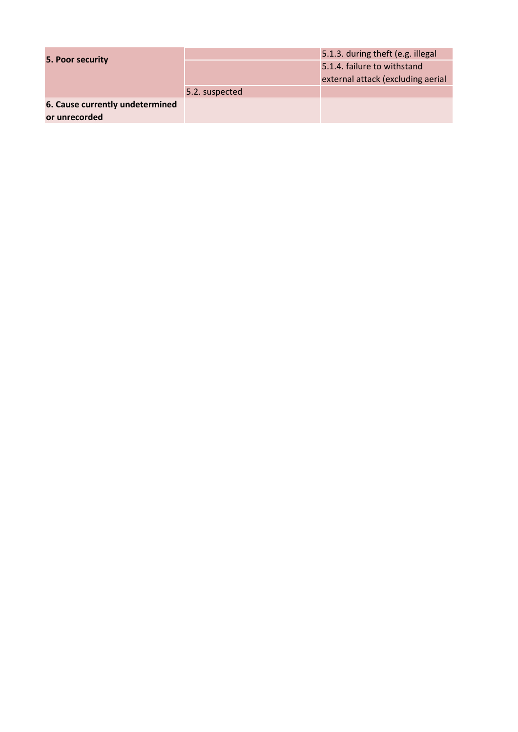| | | |
|---|---|---|
| **5. Poor security** | | 5.1.3. during theft (e.g. illegal |
| | | 5.1.4. failure to withstand external attack (excluding aerial |
| | 5.2. suspected | |
| **6. Cause currently undetermined or unrecorded** | | |